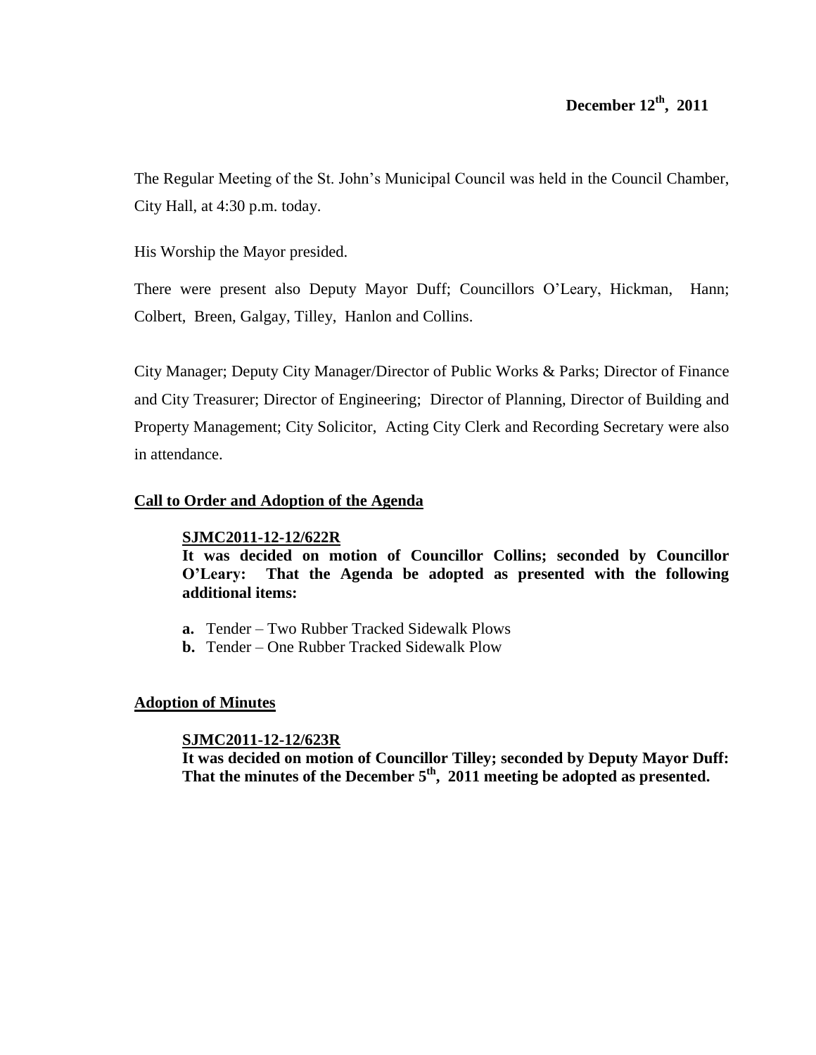**December 12th, 2011**

The Regular Meeting of the St. John's Municipal Council was held in the Council Chamber, City Hall, at 4:30 p.m. today.

His Worship the Mayor presided.

There were present also Deputy Mayor Duff; Councillors O'Leary, Hickman, Hann; Colbert, Breen, Galgay, Tilley, Hanlon and Collins.

City Manager; Deputy City Manager/Director of Public Works & Parks; Director of Finance and City Treasurer; Director of Engineering; Director of Planning, Director of Building and Property Management; City Solicitor, Acting City Clerk and Recording Secretary were also in attendance.

## Call to Order and Adoption of the Agenda

**SJMC2011-12-12/622R**

**It was decided on motion of Councillor Collins; seconded by Councillor O'Leary: That the Agenda be adopted as presented with the following additional items:**

**a.** Tender – Two Rubber Tracked Sidewalk Plows

**b.** Tender – One Rubber Tracked Sidewalk Plow

## Adoption of Minutes

**SJMC2011-12-12/623R**

**It was decided on motion of Councillor Tilley; seconded by Deputy Mayor Duff: That the minutes of the December 5th, 2011 meeting be adopted as presented.**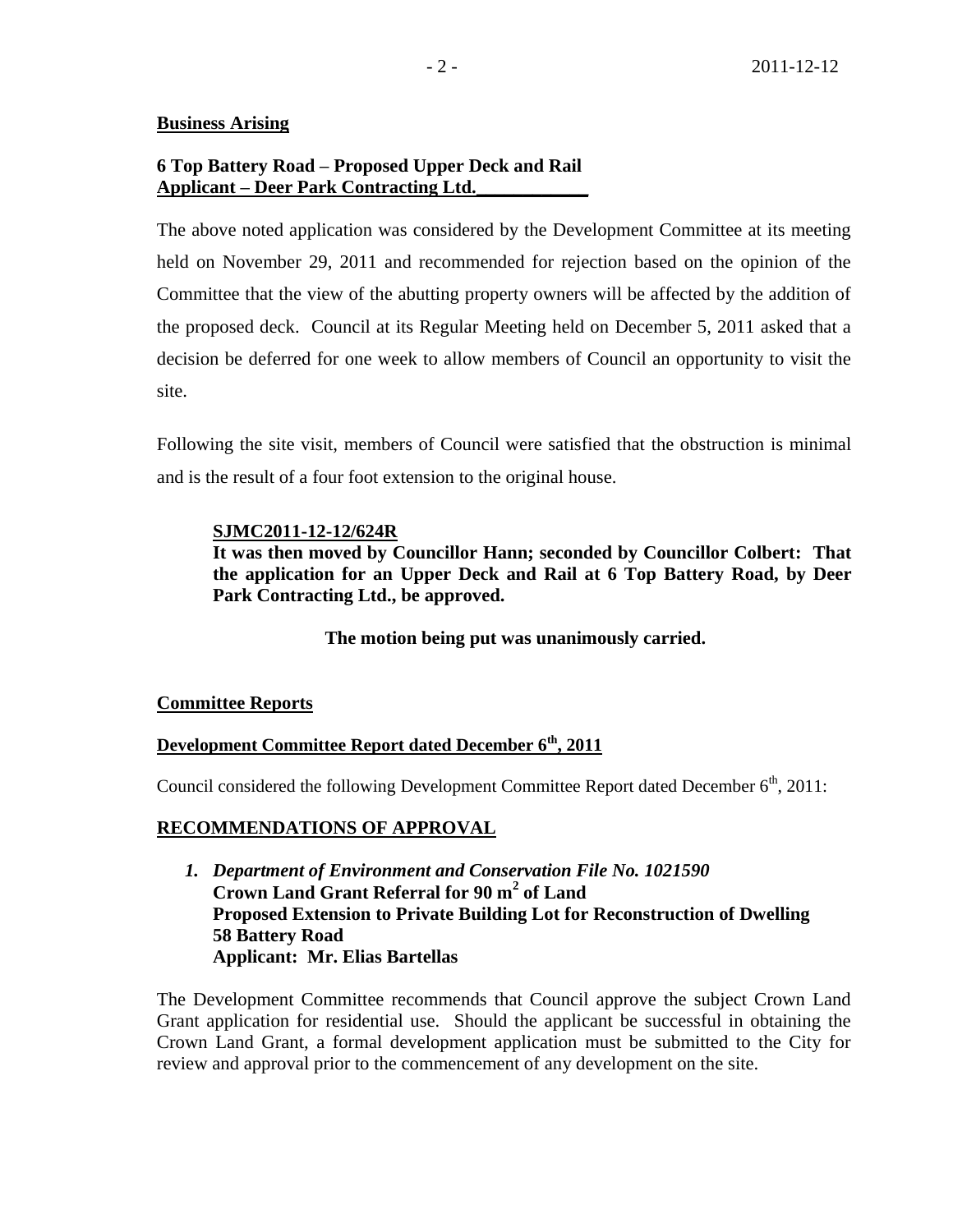## Business Arising

**6 Top Battery Road – Proposed Upper Deck and Rail**
**Applicant – Deer Park Contracting Ltd.**

The above noted application was considered by the Development Committee at its meeting held on November 29, 2011 and recommended for rejection based on the opinion of the Committee that the view of the abutting property owners will be affected by the addition of the proposed deck. Council at its Regular Meeting held on December 5, 2011 asked that a decision be deferred for one week to allow members of Council an opportunity to visit the site.

Following the site visit, members of Council were satisfied that the obstruction is minimal and is the result of a four foot extension to the original house.

**SJMC2011-12-12/624R**
**It was then moved by Councillor Hann; seconded by Councillor Colbert: That the application for an Upper Deck and Rail at 6 Top Battery Road, by Deer Park Contracting Ltd., be approved.**

**The motion being put was unanimously carried.**

## Committee Reports

### Development Committee Report dated December 6th, 2011

Council considered the following Development Committee Report dated December 6th, 2011:

### RECOMMENDATIONS OF APPROVAL

1. ***Department of Environment and Conservation File No. 1021590***
   **Crown Land Grant Referral for 90 m$^2$ of Land**
   **Proposed Extension to Private Building Lot for Reconstruction of Dwelling**
   **58 Battery Road**
   **Applicant: Mr. Elias Bartellas**

The Development Committee recommends that Council approve the subject Crown Land Grant application for residential use. Should the applicant be successful in obtaining the Crown Land Grant, a formal development application must be submitted to the City for review and approval prior to the commencement of any development on the site.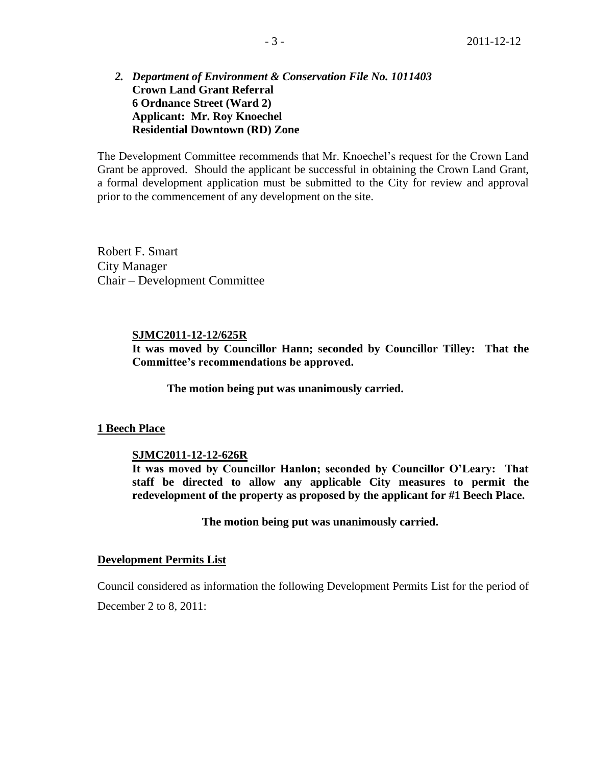***2. Department of Environment & Conservation File No. 1011403***
**Crown Land Grant Referral**
**6 Ordnance Street (Ward 2)**
**Applicant: Mr. Roy Knoechel**
**Residential Downtown (RD) Zone**

The Development Committee recommends that Mr. Knoechel's request for the Crown Land Grant be approved. Should the applicant be successful in obtaining the Crown Land Grant, a formal development application must be submitted to the City for review and approval prior to the commencement of any development on the site.

Robert F. Smart
City Manager
Chair – Development Committee

**SJMC2011-12-12/625R**
**It was moved by Councillor Hann; seconded by Councillor Tilley: That the Committee's recommendations be approved.**

**The motion being put was unanimously carried.**

## 1 Beech Place

**SJMC2011-12-12-626R**
**It was moved by Councillor Hanlon; seconded by Councillor O'Leary: That staff be directed to allow any applicable City measures to permit the redevelopment of the property as proposed by the applicant for #1 Beech Place.**

**The motion being put was unanimously carried.**

## Development Permits List

Council considered as information the following Development Permits List for the period of December 2 to 8, 2011: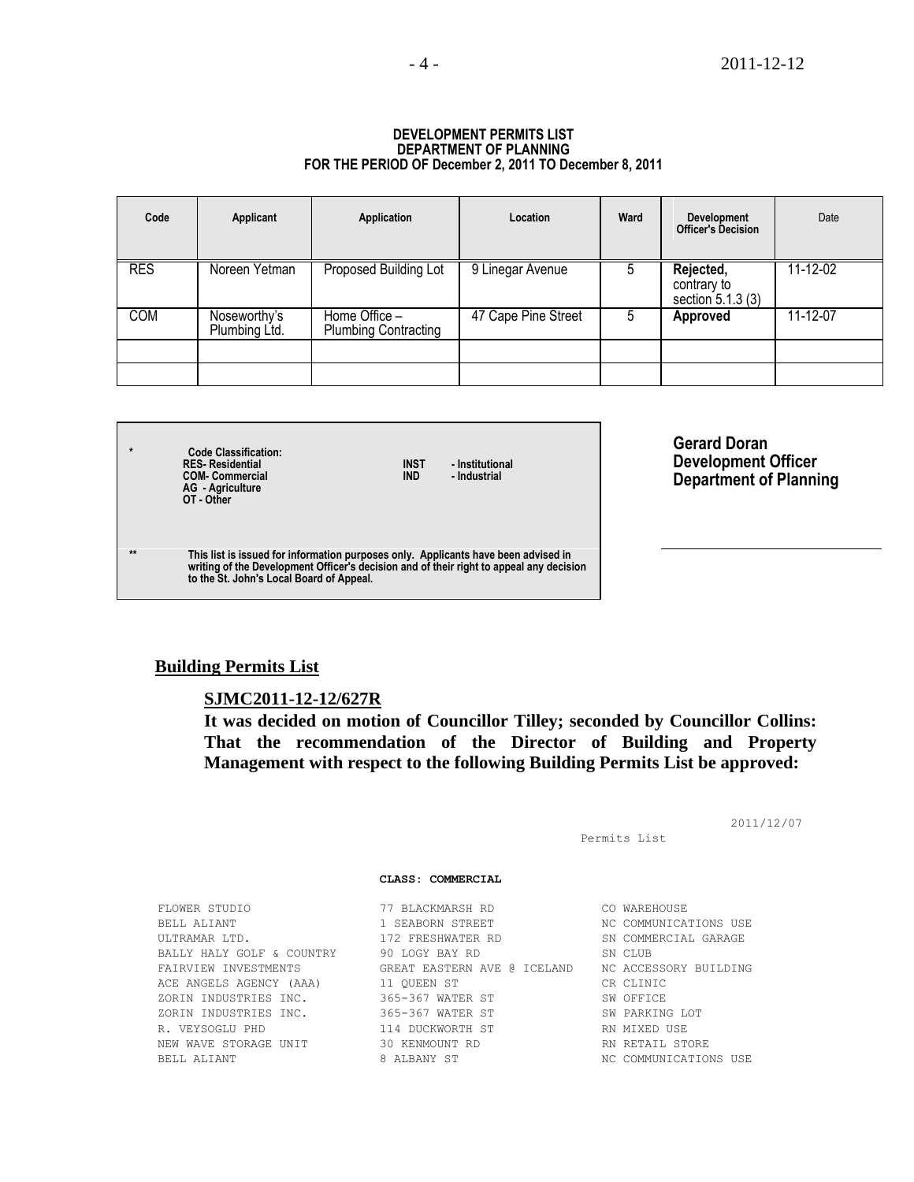**DEVELOPMENT PERMITS LIST**
**DEPARTMENT OF PLANNING**
**FOR THE PERIOD OF December 2, 2011 TO December 8, 2011**

| Code | Applicant | Application | Location | Ward | Development Officer's Decision | Date |
|---|---|---|---|---|---|---|
| RES | Noreen Yetman | Proposed Building Lot | 9 Linegar Avenue | 5 | **Rejected,** contrary to section 5.1.3 (3) | 11-12-02 |
| COM | Noseworthy's Plumbing Ltd. | Home Office – Plumbing Contracting | 47 Cape Pine Street | 5 | **Approved** | 11-12-07 |
| | | | | | | |
| | | | | | | |

| * | Code Classification: | | |
|---|---|---|---|
| | RES- Residential | INST | - Institutional |
| | COM- Commercial | IND | - Industrial |
| | AG - Agriculture | | |
| | OT - Other | | |

** This list is issued for information purposes only. Applicants have been advised in writing of the Development Officer's decision and of their right to appeal any decision to the St. John's Local Board of Appeal.

**Gerard Doran**
**Development Officer**
**Department of Planning**

## Building Permits List

**SJMC2011-12-12/627R**

**It was decided on motion of Councillor Tilley; seconded by Councillor Collins: That the recommendation of the Director of Building and Property Management with respect to the following Building Permits List be approved:**

2011/12/07

Permits List

**CLASS: COMMERCIAL**

| | | |
|---|---|---|
| FLOWER STUDIO | 77 BLACKMARSH RD | CO WAREHOUSE |
| BELL ALIANT | 1 SEABORN STREET | NC COMMUNICATIONS USE |
| ULTRAMAR LTD. | 172 FRESHWATER RD | SN COMMERCIAL GARAGE |
| BALLY HALY GOLF & COUNTRY | 90 LOGY BAY RD | SN CLUB |
| FAIRVIEW INVESTMENTS | GREAT EASTERN AVE @ ICELAND | NC ACCESSORY BUILDING |
| ACE ANGELS AGENCY (AAA) | 11 QUEEN ST | CR CLINIC |
| ZORIN INDUSTRIES INC. | 365-367 WATER ST | SW OFFICE |
| ZORIN INDUSTRIES INC. | 365-367 WATER ST | SW PARKING LOT |
| R. VEYSOGLU PHD | 114 DUCKWORTH ST | RN MIXED USE |
| NEW WAVE STORAGE UNIT | 30 KENMOUNT RD | RN RETAIL STORE |
| BELL ALIANT | 8 ALBANY ST | NC COMMUNICATIONS USE |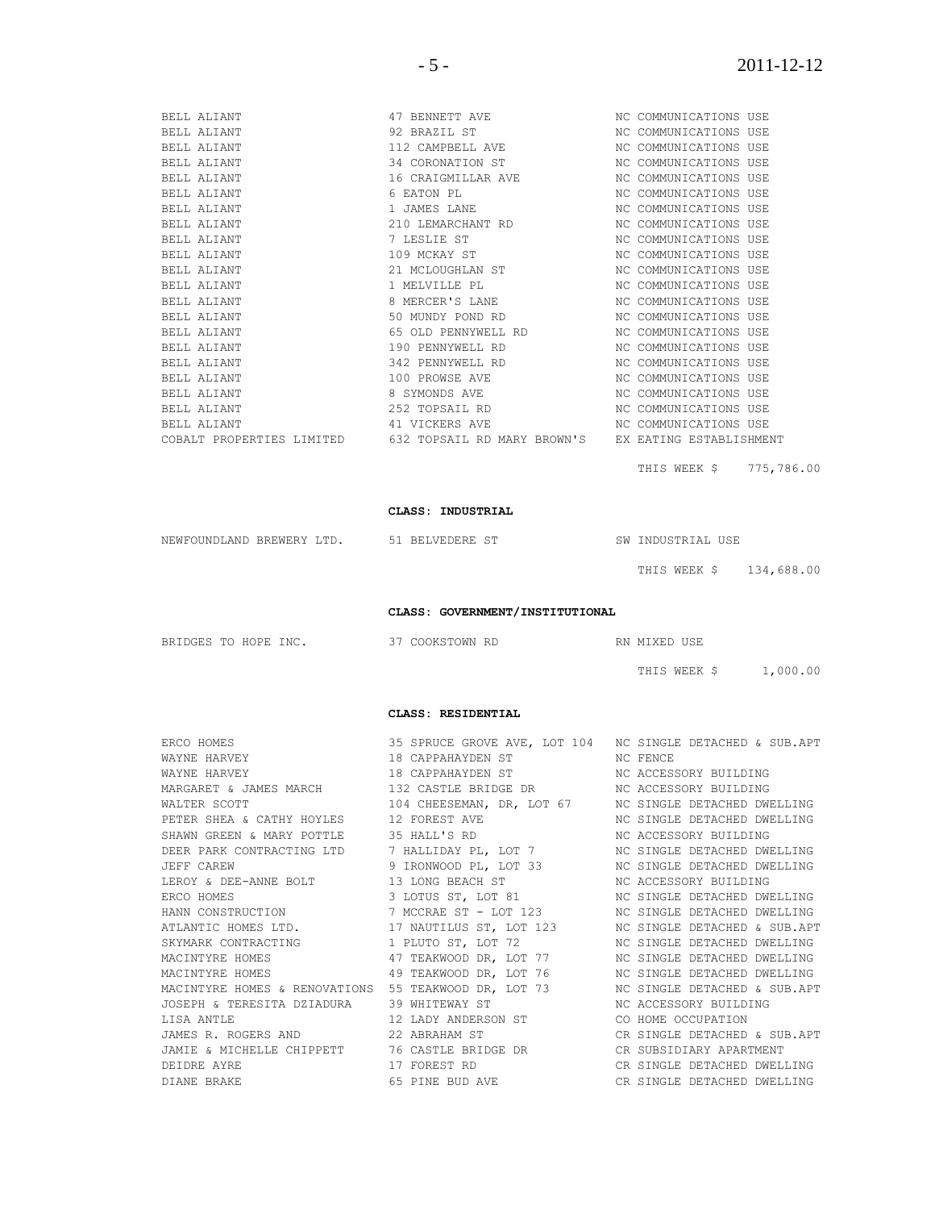| | | |
|---|---|---|
| BELL ALIANT | 47 BENNETT AVE | NC COMMUNICATIONS USE |
| BELL ALIANT | 92 BRAZIL ST | NC COMMUNICATIONS USE |
| BELL ALIANT | 112 CAMPBELL AVE | NC COMMUNICATIONS USE |
| BELL ALIANT | 34 CORONATION ST | NC COMMUNICATIONS USE |
| BELL ALIANT | 16 CRAIGMILLAR AVE | NC COMMUNICATIONS USE |
| BELL ALIANT | 6 EATON PL | NC COMMUNICATIONS USE |
| BELL ALIANT | 1 JAMES LANE | NC COMMUNICATIONS USE |
| BELL ALIANT | 210 LEMARCHANT RD | NC COMMUNICATIONS USE |
| BELL ALIANT | 7 LESLIE ST | NC COMMUNICATIONS USE |
| BELL ALIANT | 109 MCKAY ST | NC COMMUNICATIONS USE |
| BELL ALIANT | 21 MCLOUGHLAN ST | NC COMMUNICATIONS USE |
| BELL ALIANT | 1 MELVILLE PL | NC COMMUNICATIONS USE |
| BELL ALIANT | 8 MERCER'S LANE | NC COMMUNICATIONS USE |
| BELL ALIANT | 50 MUNDY POND RD | NC COMMUNICATIONS USE |
| BELL ALIANT | 65 OLD PENNYWELL RD | NC COMMUNICATIONS USE |
| BELL ALIANT | 190 PENNYWELL RD | NC COMMUNICATIONS USE |
| BELL ALIANT | 342 PENNYWELL RD | NC COMMUNICATIONS USE |
| BELL ALIANT | 100 PROWSE AVE | NC COMMUNICATIONS USE |
| BELL ALIANT | 8 SYMONDS AVE | NC COMMUNICATIONS USE |
| BELL ALIANT | 252 TOPSAIL RD | NC COMMUNICATIONS USE |
| BELL ALIANT | 41 VICKERS AVE | NC COMMUNICATIONS USE |
| COBALT PROPERTIES LIMITED | 632 TOPSAIL RD MARY BROWN'S | EX EATING ESTABLISHMENT |

THIS WEEK $ 775,786.00

**CLASS: INDUSTRIAL**

| | | |
|---|---|---|
| NEWFOUNDLAND BREWERY LTD. | 51 BELVEDERE ST | SW INDUSTRIAL USE |

THIS WEEK $ 134,688.00

**CLASS: GOVERNMENT/INSTITUTIONAL**

| | | |
|---|---|---|
| BRIDGES TO HOPE INC. | 37 COOKSTOWN RD | RN MIXED USE |

THIS WEEK $ 1,000.00

**CLASS: RESIDENTIAL**

| | | |
|---|---|---|
| ERCO HOMES | 35 SPRUCE GROVE AVE, LOT 104 | NC SINGLE DETACHED & SUB.APT |
| WAYNE HARVEY | 18 CAPPAHAYDEN ST | NC FENCE |
| WAYNE HARVEY | 18 CAPPAHAYDEN ST | NC ACCESSORY BUILDING |
| MARGARET & JAMES MARCH | 132 CASTLE BRIDGE DR | NC ACCESSORY BUILDING |
| WALTER SCOTT | 104 CHEESEMAN, DR, LOT 67 | NC SINGLE DETACHED DWELLING |
| PETER SHEA & CATHY HOYLES | 12 FOREST AVE | NC SINGLE DETACHED DWELLING |
| SHAWN GREEN & MARY POTTLE | 35 HALL'S RD | NC ACCESSORY BUILDING |
| DEER PARK CONTRACTING LTD | 7 HALLIDAY PL, LOT 7 | NC SINGLE DETACHED DWELLING |
| JEFF CAREW | 9 IRONWOOD PL, LOT 33 | NC SINGLE DETACHED DWELLING |
| LEROY & DEE-ANNE BOLT | 13 LONG BEACH ST | NC ACCESSORY BUILDING |
| ERCO HOMES | 3 LOTUS ST, LOT 81 | NC SINGLE DETACHED DWELLING |
| HANN CONSTRUCTION | 7 MCCRAE ST - LOT 123 | NC SINGLE DETACHED DWELLING |
| ATLANTIC HOMES LTD. | 17 NAUTILUS ST, LOT 123 | NC SINGLE DETACHED & SUB.APT |
| SKYMARK CONTRACTING | 1 PLUTO ST, LOT 72 | NC SINGLE DETACHED DWELLING |
| MACINTYRE HOMES | 47 TEAKWOOD DR, LOT 77 | NC SINGLE DETACHED DWELLING |
| MACINTYRE HOMES | 49 TEAKWOOD DR, LOT 76 | NC SINGLE DETACHED DWELLING |
| MACINTYRE HOMES & RENOVATIONS | 55 TEAKWOOD DR, LOT 73 | NC SINGLE DETACHED & SUB.APT |
| JOSEPH & TERESITA DZIADURA | 39 WHITEWAY ST | NC ACCESSORY BUILDING |
| LISA ANTLE | 12 LADY ANDERSON ST | CO HOME OCCUPATION |
| JAMES R. ROGERS AND | 22 ABRAHAM ST | CR SINGLE DETACHED & SUB.APT |
| JAMIE & MICHELLE CHIPPETT | 76 CASTLE BRIDGE DR | CR SUBSIDIARY APARTMENT |
| DEIDRE AYRE | 17 FOREST RD | CR SINGLE DETACHED DWELLING |
| DIANE BRAKE | 65 PINE BUD AVE | CR SINGLE DETACHED DWELLING |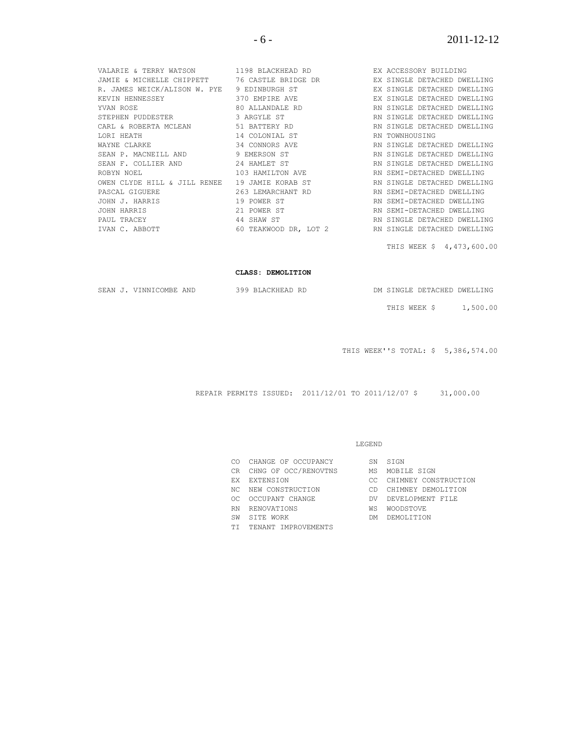| | | |
|---|---|---|
| VALARIE & TERRY WATSON | 1198 BLACKHEAD RD | EX ACCESSORY BUILDING |
| JAMIE & MICHELLE CHIPPETT | 76 CASTLE BRIDGE DR | EX SINGLE DETACHED DWELLING |
| R. JAMES WEICK/ALISON W. PYE | 9 EDINBURGH ST | EX SINGLE DETACHED DWELLING |
| KEVIN HENNESSEY | 370 EMPIRE AVE | EX SINGLE DETACHED DWELLING |
| YVAN ROSE | 80 ALLANDALE RD | RN SINGLE DETACHED DWELLING |
| STEPHEN PUDDESTER | 3 ARGYLE ST | RN SINGLE DETACHED DWELLING |
| CARL & ROBERTA MCLEAN | 51 BATTERY RD | RN SINGLE DETACHED DWELLING |
| LORI HEATH | 14 COLONIAL ST | RN TOWNHOUSING |
| WAYNE CLARKE | 34 CONNORS AVE | RN SINGLE DETACHED DWELLING |
| SEAN P. MACNEILL AND | 9 EMERSON ST | RN SINGLE DETACHED DWELLING |
| SEAN F. COLLIER AND | 24 HAMLET ST | RN SINGLE DETACHED DWELLING |
| ROBYN NOEL | 103 HAMILTON AVE | RN SEMI-DETACHED DWELLING |
| OWEN CLYDE HILL & JILL RENEE | 19 JAMIE KORAB ST | RN SINGLE DETACHED DWELLING |
| PASCAL GIGUERE | 263 LEMARCHANT RD | RN SEMI-DETACHED DWELLING |
| JOHN J. HARRIS | 19 POWER ST | RN SEMI-DETACHED DWELLING |
| JOHN HARRIS | 21 POWER ST | RN SEMI-DETACHED DWELLING |
| PAUL TRACEY | 44 SHAW ST | RN SINGLE DETACHED DWELLING |
| IVAN C. ABBOTT | 60 TEAKWOOD DR, LOT 2 | RN SINGLE DETACHED DWELLING |

THIS WEEK $ 4,473,600.00

**CLASS: DEMOLITION**

| | | |
|---|---|---|
| SEAN J. VINNICOMBE AND | 399 BLACKHEAD RD | DM SINGLE DETACHED DWELLING |

THIS WEEK $ 1,500.00

THIS WEEK''S TOTAL: $ 5,386,574.00

REPAIR PERMITS ISSUED: 2011/12/01 TO 2011/12/07 $ 31,000.00

LEGEND

| | | | |
|---|---|---|---|
| CO | CHANGE OF OCCUPANCY | SN | SIGN |
| CR | CHNG OF OCC/RENOVTNS | MS | MOBILE SIGN |
| EX | EXTENSION | CC | CHIMNEY CONSTRUCTION |
| NC | NEW CONSTRUCTION | CD | CHIMNEY DEMOLITION |
| OC | OCCUPANT CHANGE | DV | DEVELOPMENT FILE |
| RN | RENOVATIONS | WS | WOODSTOVE |
| SW | SITE WORK | DM | DEMOLITION |
| TI | TENANT IMPROVEMENTS | | |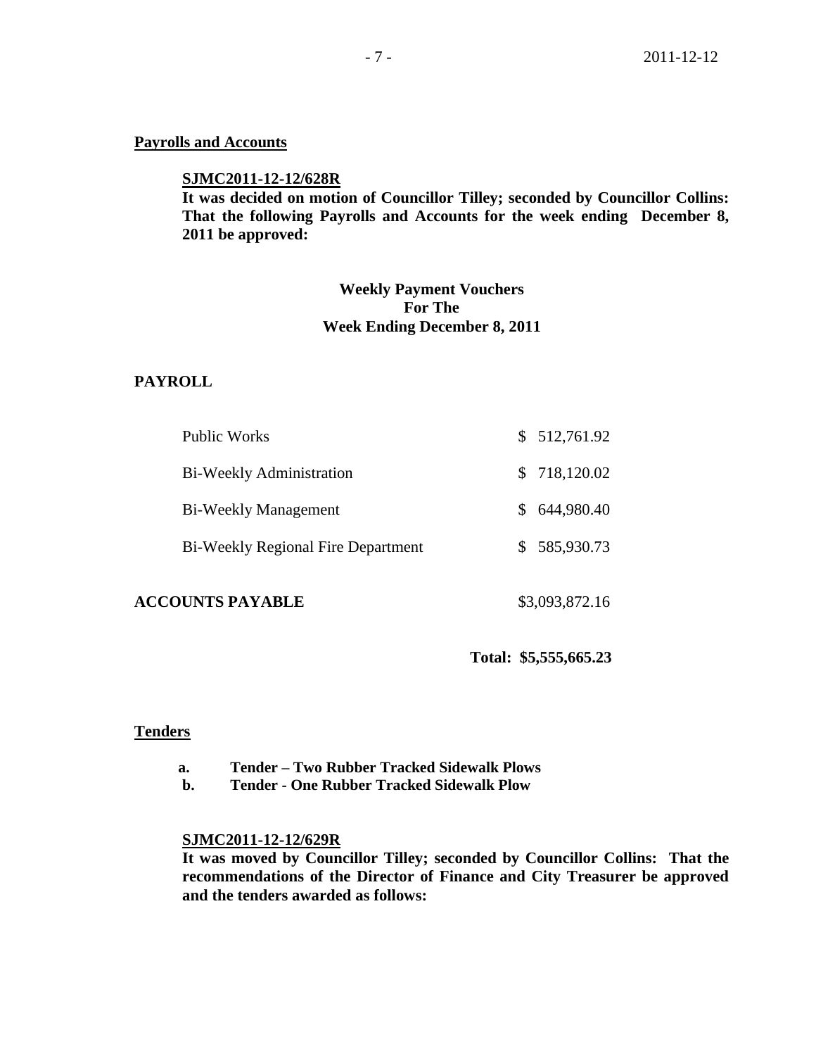**Payrolls and Accounts**

**SJMC2011-12-12/628R**
**It was decided on motion of Councillor Tilley; seconded by Councillor Collins: That the following Payrolls and Accounts for the week ending December 8, 2011 be approved:**

**Weekly Payment Vouchers**
**For The**
**Week Ending December 8, 2011**

**PAYROLL**

| | |
|---|---|
| Public Works | $ 512,761.92 |
| Bi-Weekly Administration | $ 718,120.02 |
| Bi-Weekly Management | $ 644,980.40 |
| Bi-Weekly Regional Fire Department | $ 585,930.73 |
| **ACCOUNTS PAYABLE** | $3,093,872.16 |
| **Total:** | **$5,555,665.23** |

**Tenders**

- **a. Tender – Two Rubber Tracked Sidewalk Plows**
- **b. Tender - One Rubber Tracked Sidewalk Plow**

**SJMC2011-12-12/629R**
**It was moved by Councillor Tilley; seconded by Councillor Collins: That the recommendations of the Director of Finance and City Treasurer be approved and the tenders awarded as follows:**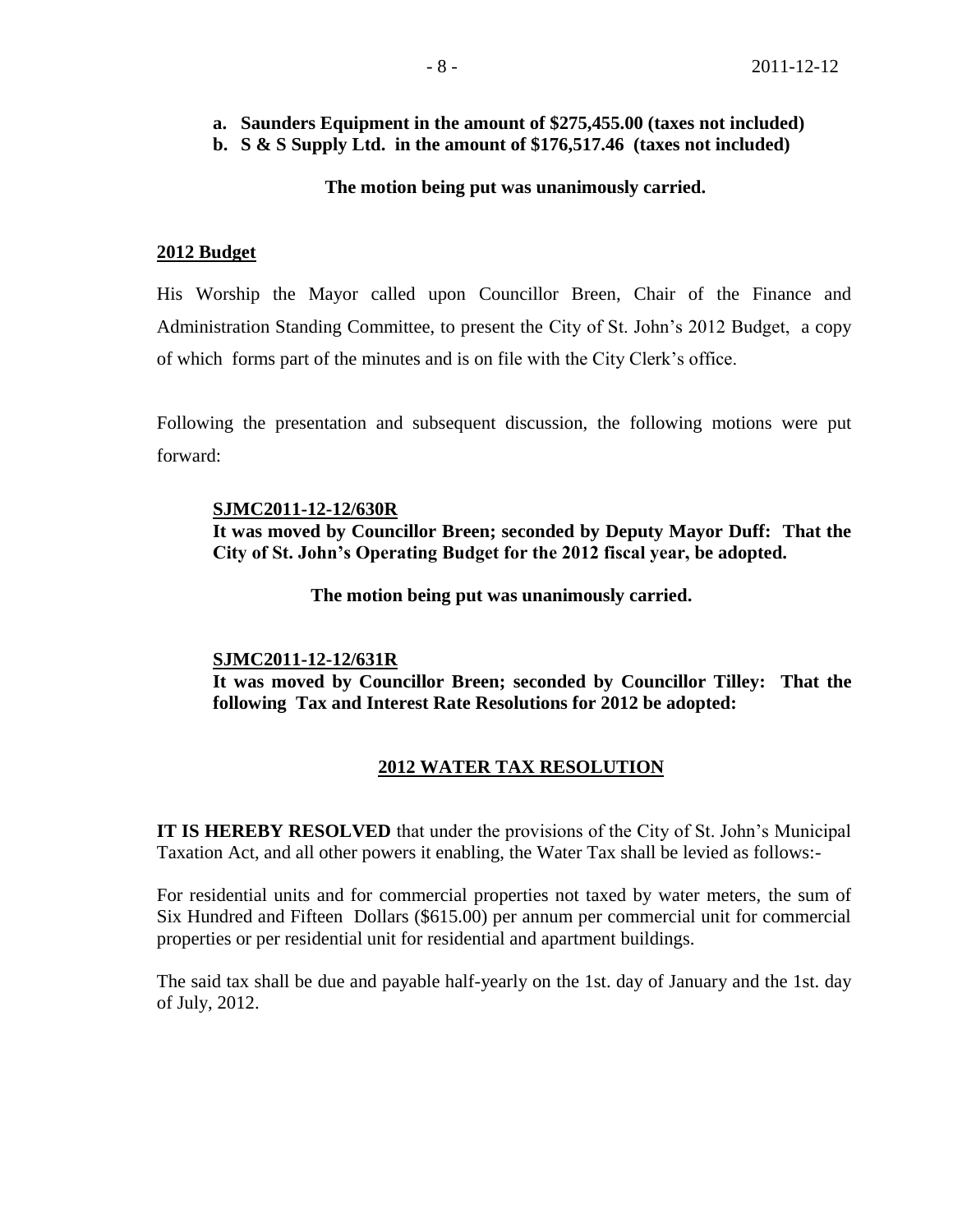**a. Saunders Equipment in the amount of $275,455.00 (taxes not included)**
**b. S & S Supply Ltd. in the amount of $176,517.46 (taxes not included)**

**The motion being put was unanimously carried.**

**2012 Budget**

His Worship the Mayor called upon Councillor Breen, Chair of the Finance and Administration Standing Committee, to present the City of St. John's 2012 Budget, a copy of which forms part of the minutes and is on file with the City Clerk's office.

Following the presentation and subsequent discussion, the following motions were put forward:

**SJMC2011-12-12/630R**
**It was moved by Councillor Breen; seconded by Deputy Mayor Duff: That the City of St. John's Operating Budget for the 2012 fiscal year, be adopted.**

**The motion being put was unanimously carried.**

**SJMC2011-12-12/631R**
**It was moved by Councillor Breen; seconded by Councillor Tilley: That the following Tax and Interest Rate Resolutions for 2012 be adopted:**

## 2012 WATER TAX RESOLUTION

**IT IS HEREBY RESOLVED** that under the provisions of the City of St. John's Municipal Taxation Act, and all other powers it enabling, the Water Tax shall be levied as follows:-

For residential units and for commercial properties not taxed by water meters, the sum of Six Hundred and Fifteen Dollars ($615.00) per annum per commercial unit for commercial properties or per residential unit for residential and apartment buildings.

The said tax shall be due and payable half-yearly on the 1st. day of January and the 1st. day of July, 2012.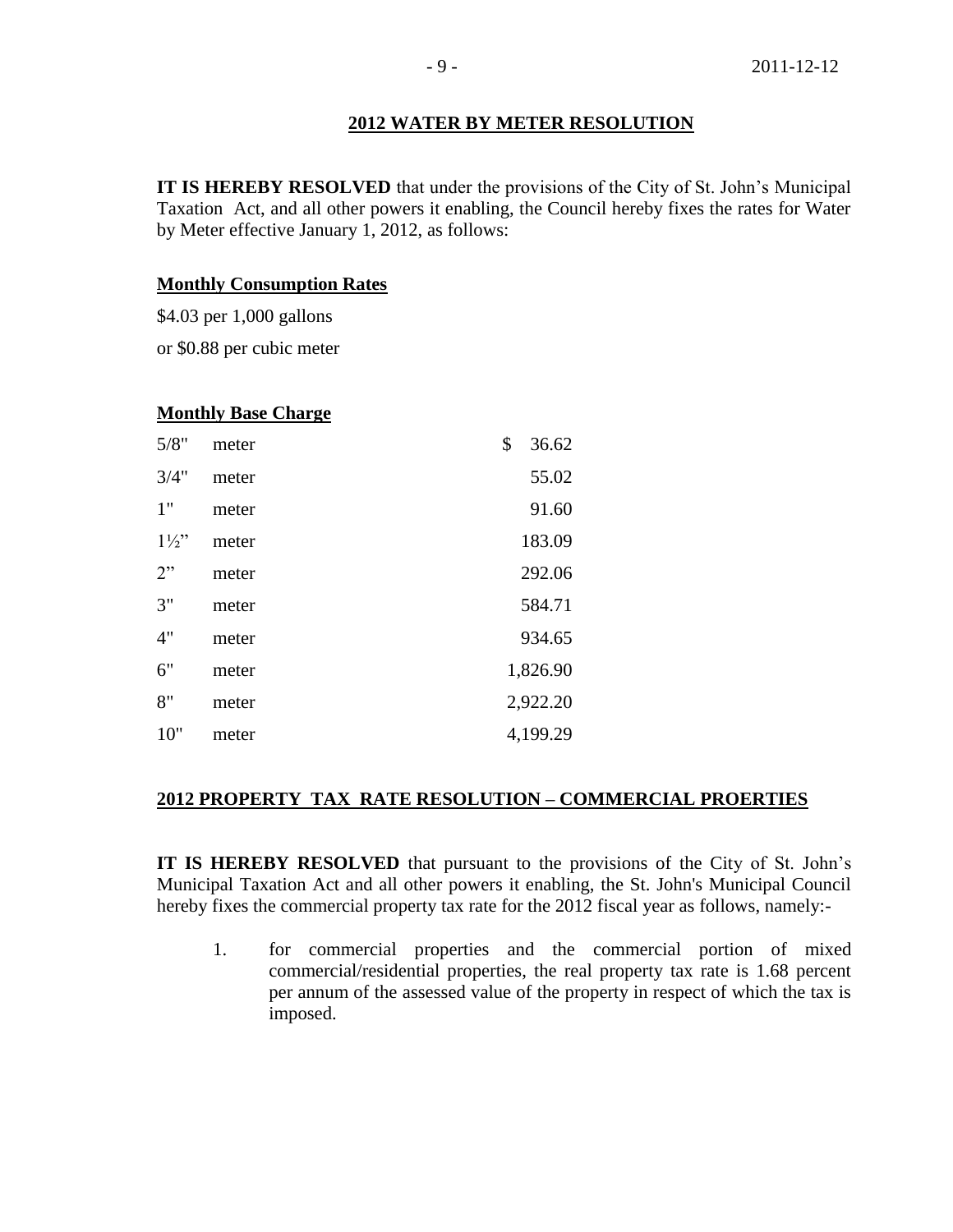## 2012 WATER BY METER RESOLUTION

**IT IS HEREBY RESOLVED** that under the provisions of the City of St. John's Municipal Taxation Act, and all other powers it enabling, the Council hereby fixes the rates for Water by Meter effective January 1, 2012, as follows:

### Monthly Consumption Rates

$4.03 per 1,000 gallons

or $0.88 per cubic meter

### Monthly Base Charge

| | | |
|---|---|---|
| 5/8" | meter | $ 36.62 |
| 3/4" | meter | 55.02 |
| 1" | meter | 91.60 |
| 1½" | meter | 183.09 |
| 2" | meter | 292.06 |
| 3" | meter | 584.71 |
| 4" | meter | 934.65 |
| 6" | meter | 1,826.90 |
| 8" | meter | 2,922.20 |
| 10" | meter | 4,199.29 |

## 2012 PROPERTY TAX RATE RESOLUTION – COMMERCIAL PROERTIES

**IT IS HEREBY RESOLVED** that pursuant to the provisions of the City of St. John's Municipal Taxation Act and all other powers it enabling, the St. John's Municipal Council hereby fixes the commercial property tax rate for the 2012 fiscal year as follows, namely:-

1. for commercial properties and the commercial portion of mixed commercial/residential properties, the real property tax rate is 1.68 percent per annum of the assessed value of the property in respect of which the tax is imposed.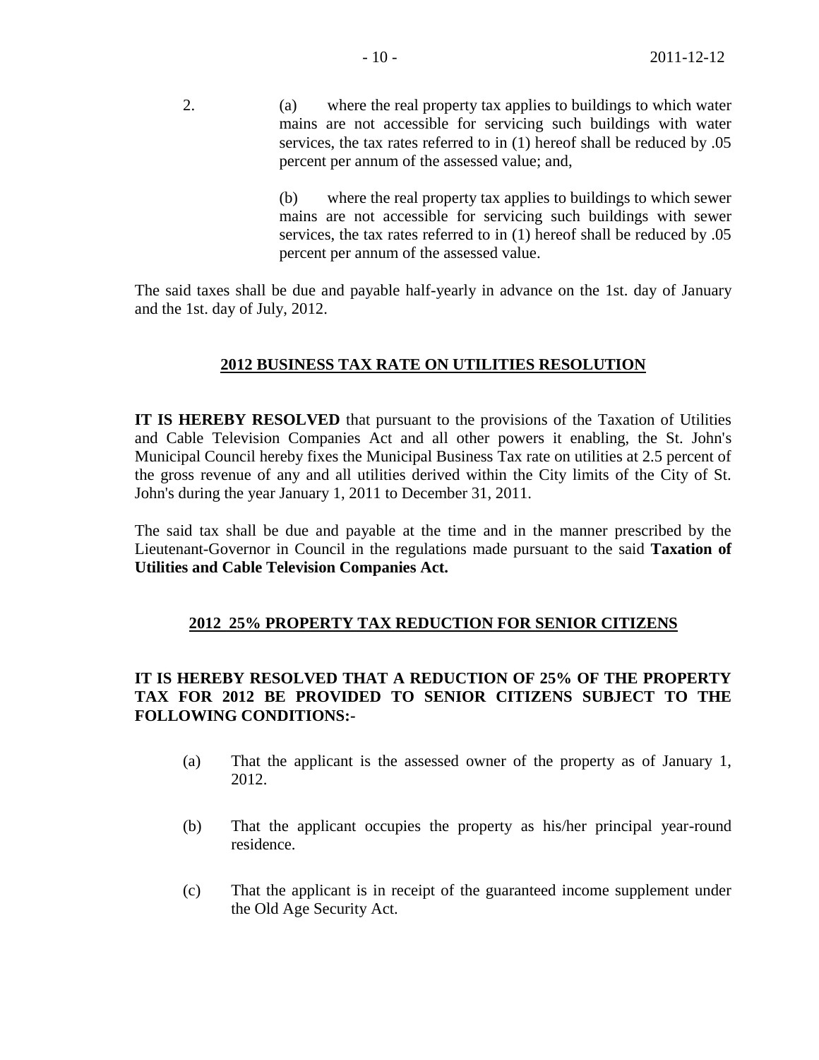2. (a) where the real property tax applies to buildings to which water mains are not accessible for servicing such buildings with water services, the tax rates referred to in (1) hereof shall be reduced by .05 percent per annum of the assessed value; and,

   (b) where the real property tax applies to buildings to which sewer mains are not accessible for servicing such buildings with sewer services, the tax rates referred to in (1) hereof shall be reduced by .05 percent per annum of the assessed value.

The said taxes shall be due and payable half-yearly in advance on the 1st. day of January and the 1st. day of July, 2012.

## 2012 BUSINESS TAX RATE ON UTILITIES RESOLUTION

**IT IS HEREBY RESOLVED** that pursuant to the provisions of the Taxation of Utilities and Cable Television Companies Act and all other powers it enabling, the St. John's Municipal Council hereby fixes the Municipal Business Tax rate on utilities at 2.5 percent of the gross revenue of any and all utilities derived within the City limits of the City of St. John's during the year January 1, 2011 to December 31, 2011.

The said tax shall be due and payable at the time and in the manner prescribed by the Lieutenant-Governor in Council in the regulations made pursuant to the said **Taxation of Utilities and Cable Television Companies Act.**

## 2012 25% PROPERTY TAX REDUCTION FOR SENIOR CITIZENS

**IT IS HEREBY RESOLVED THAT A REDUCTION OF 25% OF THE PROPERTY TAX FOR 2012 BE PROVIDED TO SENIOR CITIZENS SUBJECT TO THE FOLLOWING CONDITIONS:-**

(a) That the applicant is the assessed owner of the property as of January 1, 2012.

(b) That the applicant occupies the property as his/her principal year-round residence.

(c) That the applicant is in receipt of the guaranteed income supplement under the Old Age Security Act.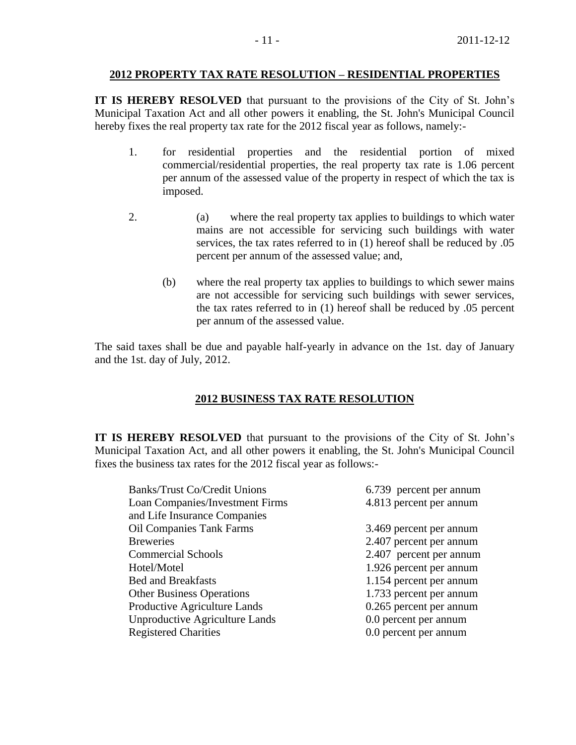## 2012 PROPERTY TAX RATE RESOLUTION – RESIDENTIAL PROPERTIES

**IT IS HEREBY RESOLVED** that pursuant to the provisions of the City of St. John's Municipal Taxation Act and all other powers it enabling, the St. John's Municipal Council hereby fixes the real property tax rate for the 2012 fiscal year as follows, namely:-

1. for residential properties and the residential portion of mixed commercial/residential properties, the real property tax rate is 1.06 percent per annum of the assessed value of the property in respect of which the tax is imposed.

2. (a) where the real property tax applies to buildings to which water mains are not accessible for servicing such buildings with water services, the tax rates referred to in (1) hereof shall be reduced by .05 percent per annum of the assessed value; and,

   (b) where the real property tax applies to buildings to which sewer mains are not accessible for servicing such buildings with sewer services, the tax rates referred to in (1) hereof shall be reduced by .05 percent per annum of the assessed value.

The said taxes shall be due and payable half-yearly in advance on the 1st. day of January and the 1st. day of July, 2012.

## 2012 BUSINESS TAX RATE RESOLUTION

**IT IS HEREBY RESOLVED** that pursuant to the provisions of the City of St. John's Municipal Taxation Act, and all other powers it enabling, the St. John's Municipal Council fixes the business tax rates for the 2012 fiscal year as follows:-

| | |
|---|---|
| Banks/Trust Co/Credit Unions | 6.739 percent per annum |
| Loan Companies/Investment Firms and Life Insurance Companies | 4.813 percent per annum |
| Oil Companies Tank Farms | 3.469 percent per annum |
| Breweries | 2.407 percent per annum |
| Commercial Schools | 2.407 percent per annum |
| Hotel/Motel | 1.926 percent per annum |
| Bed and Breakfasts | 1.154 percent per annum |
| Other Business Operations | 1.733 percent per annum |
| Productive Agriculture Lands | 0.265 percent per annum |
| Unproductive Agriculture Lands | 0.0 percent per annum |
| Registered Charities | 0.0 percent per annum |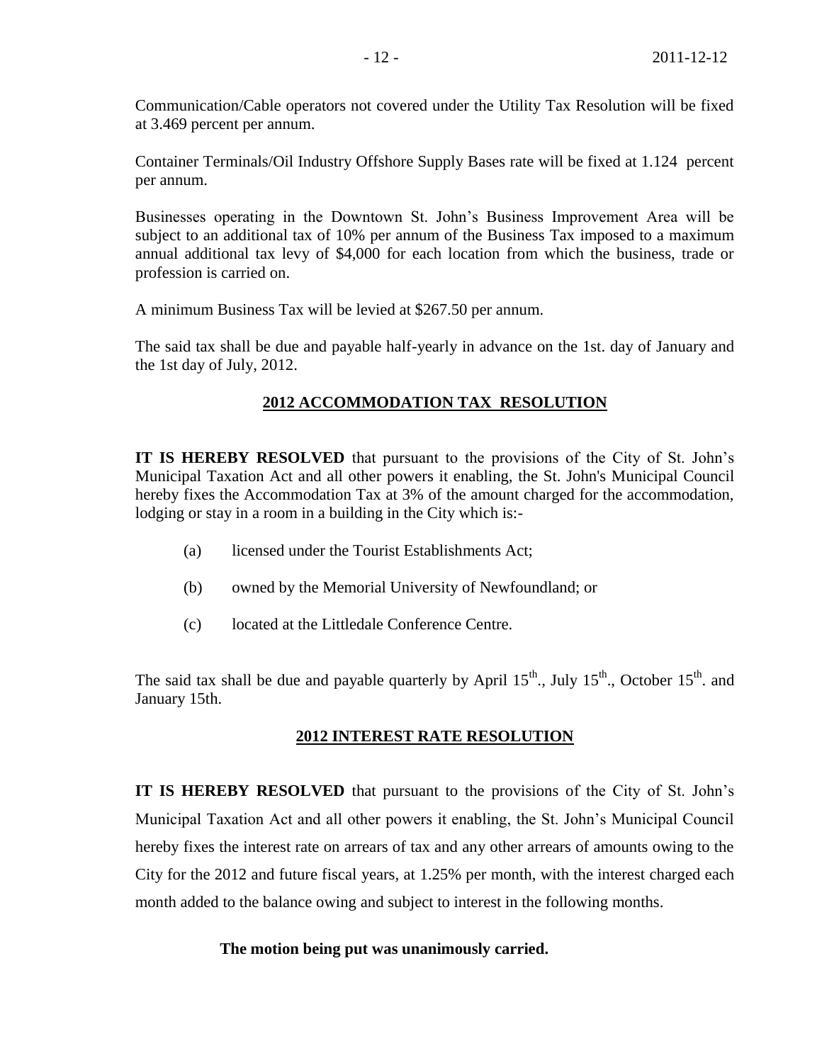Communication/Cable operators not covered under the Utility Tax Resolution will be fixed at 3.469 percent per annum.

Container Terminals/Oil Industry Offshore Supply Bases rate will be fixed at 1.124 percent per annum.

Businesses operating in the Downtown St. John's Business Improvement Area will be subject to an additional tax of 10% per annum of the Business Tax imposed to a maximum annual additional tax levy of $4,000 for each location from which the business, trade or profession is carried on.

A minimum Business Tax will be levied at $267.50 per annum.

The said tax shall be due and payable half-yearly in advance on the 1st. day of January and the 1st day of July, 2012.

## 2012 ACCOMMODATION TAX RESOLUTION

**IT IS HEREBY RESOLVED** that pursuant to the provisions of the City of St. John's Municipal Taxation Act and all other powers it enabling, the St. John's Municipal Council hereby fixes the Accommodation Tax at 3% of the amount charged for the accommodation, lodging or stay in a room in a building in the City which is:-

(a) licensed under the Tourist Establishments Act;

(b) owned by the Memorial University of Newfoundland; or

(c) located at the Littledale Conference Centre.

The said tax shall be due and payable quarterly by April 15th., July 15th., October 15th. and January 15th.

## 2012 INTEREST RATE RESOLUTION

**IT IS HEREBY RESOLVED** that pursuant to the provisions of the City of St. John's Municipal Taxation Act and all other powers it enabling, the St. John's Municipal Council hereby fixes the interest rate on arrears of tax and any other arrears of amounts owing to the City for the 2012 and future fiscal years, at 1.25% per month, with the interest charged each month added to the balance owing and subject to interest in the following months.

**The motion being put was unanimously carried.**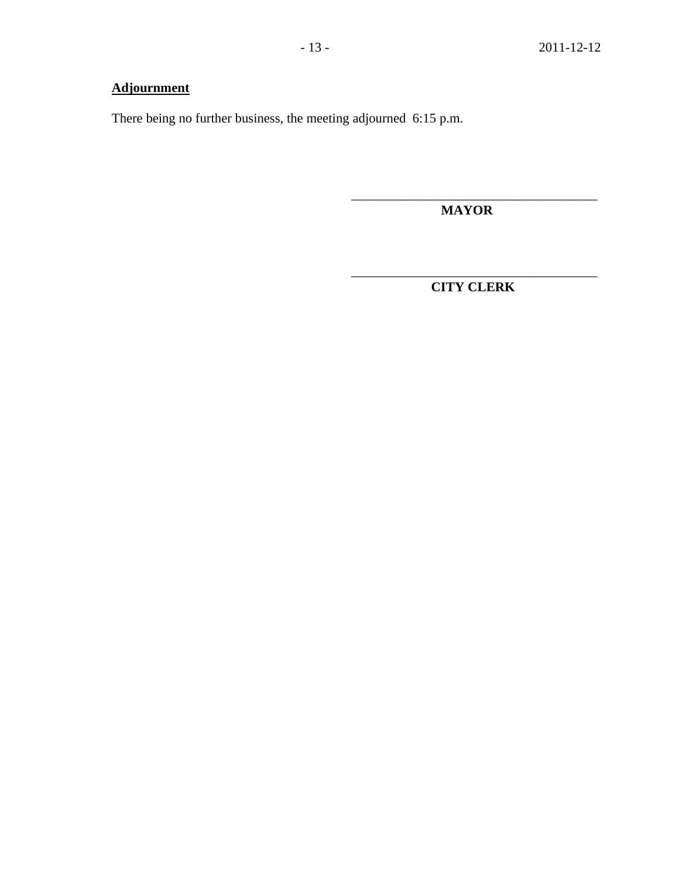**Adjournment**

There being no further business, the meeting adjourned 6:15 p.m.

\_\_\_\_\_\_\_\_\_\_\_\_\_\_\_\_\_\_\_\_\_\_\_\_\_\_\_\_\_\_\_\_\_\_\_\_\_\_

**MAYOR**

\_\_\_\_\_\_\_\_\_\_\_\_\_\_\_\_\_\_\_\_\_\_\_\_\_\_\_\_\_\_\_\_\_\_\_\_\_\_

**CITY CLERK**